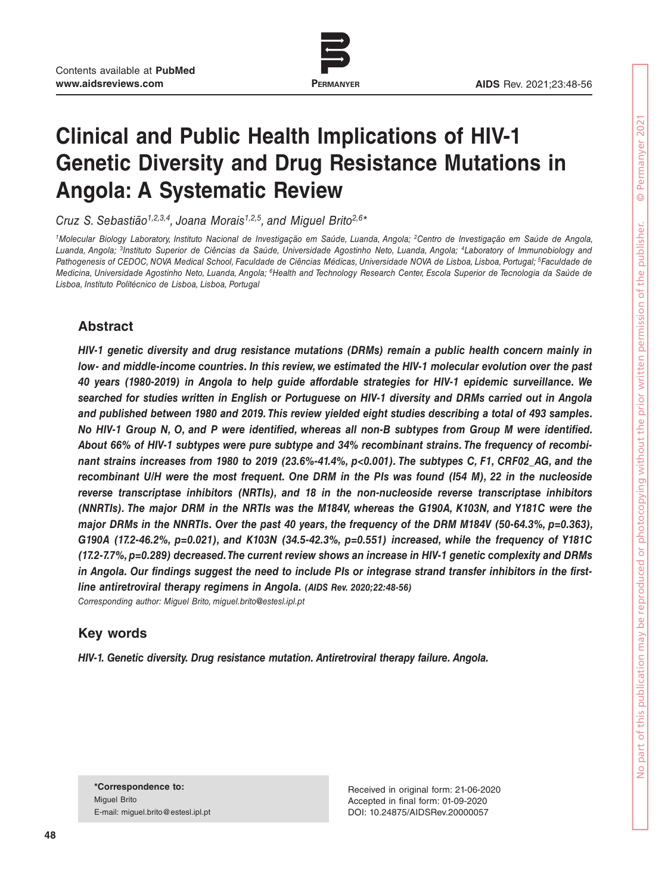# Clinical and Public Health Implications of HIV-1 Genetic Diversity and Drug Resistance Mutations in Angola: A Systematic Review

*Cruz S. Sebastião[1,2,3,4], Joana Morais[1,2,5], and Miguel Brito[2,6]**

*[1]Molecular Biology Laboratory, Instituto Nacional de Investigação em Saúde, Luanda, Angola; [2]Centro de Investigação em Saúde de Angola, Luanda, Angola; [3]Instituto Superior de Ciências da Saúde, Universidade Agostinho Neto, Luanda, Angola; [4]Laboratory of Immunobiology and Pathogenesis of CEDOC, NOVA Medical School, Faculdade de Ciências Médicas, Universidade NOVA de Lisboa, Lisboa, Portugal; [5]Faculdade de Medicina, Universidade Agostinho Neto, Luanda, Angola; [6]Health and Technology Research Center, Escola Superior de Tecnologia da Saúde de Lisboa, Instituto Politécnico de Lisboa, Lisboa, Portugal*

## Abstract

***HIV-1 genetic diversity and drug resistance mutations (DRMs) remain a public health concern mainly in low- and middle-income countries. In this review, we estimated the HIV-1 molecular evolution over the past 40 years (1980-2019) in Angola to help guide affordable strategies for HIV-1 epidemic surveillance. We searched for studies written in English or Portuguese on HIV-1 diversity and DRMs carried out in Angola and published between 1980 and 2019. This review yielded eight studies describing a total of 493 samples. No HIV-1 Group N, O, and P were identified, whereas all non-B subtypes from Group M were identified. About 66% of HIV-1 subtypes were pure subtype and 34% recombinant strains. The frequency of recombinant strains increases from 1980 to 2019 (23.6%-41.4%, p<0.001). The subtypes C, F1, CRF02_AG, and the recombinant U/H were the most frequent. One DRM in the PIs was found (I54 M), 22 in the nucleoside reverse transcriptase inhibitors (NRTIs), and 18 in the non-nucleoside reverse transcriptase inhibitors (NNRTIs). The major DRM in the NRTIs was the M184V, whereas the G190A, K103N, and Y181C were the major DRMs in the NNRTIs. Over the past 40 years, the frequency of the DRM M184V (50-64.3%, p=0.363), G190A (17.2-46.2%, p=0.021), and K103N (34.5-42.3%, p=0.551) increased, while the frequency of Y181C (17.2-7.7%, p=0.289) decreased. The current review shows an increase in HIV-1 genetic complexity and DRMs in Angola. Our findings suggest the need to include PIs or integrase strand transfer inhibitors in the first-line antiretroviral therapy regimens in Angola. (AIDS Rev. 2020;22:48-56)***

*Corresponding author: Miguel Brito, miguel.brito@estesl.ipl.pt*

## Key words

***HIV-1. Genetic diversity. Drug resistance mutation. Antiretroviral therapy failure. Angola.***

**\*Correspondence to:**
Miguel Brito
E-mail: miguel.brito@estesl.ipl.pt

Received in original form: 21-06-2020
Accepted in final form: 01-09-2020
DOI: 10.24875/AIDSRev.20000057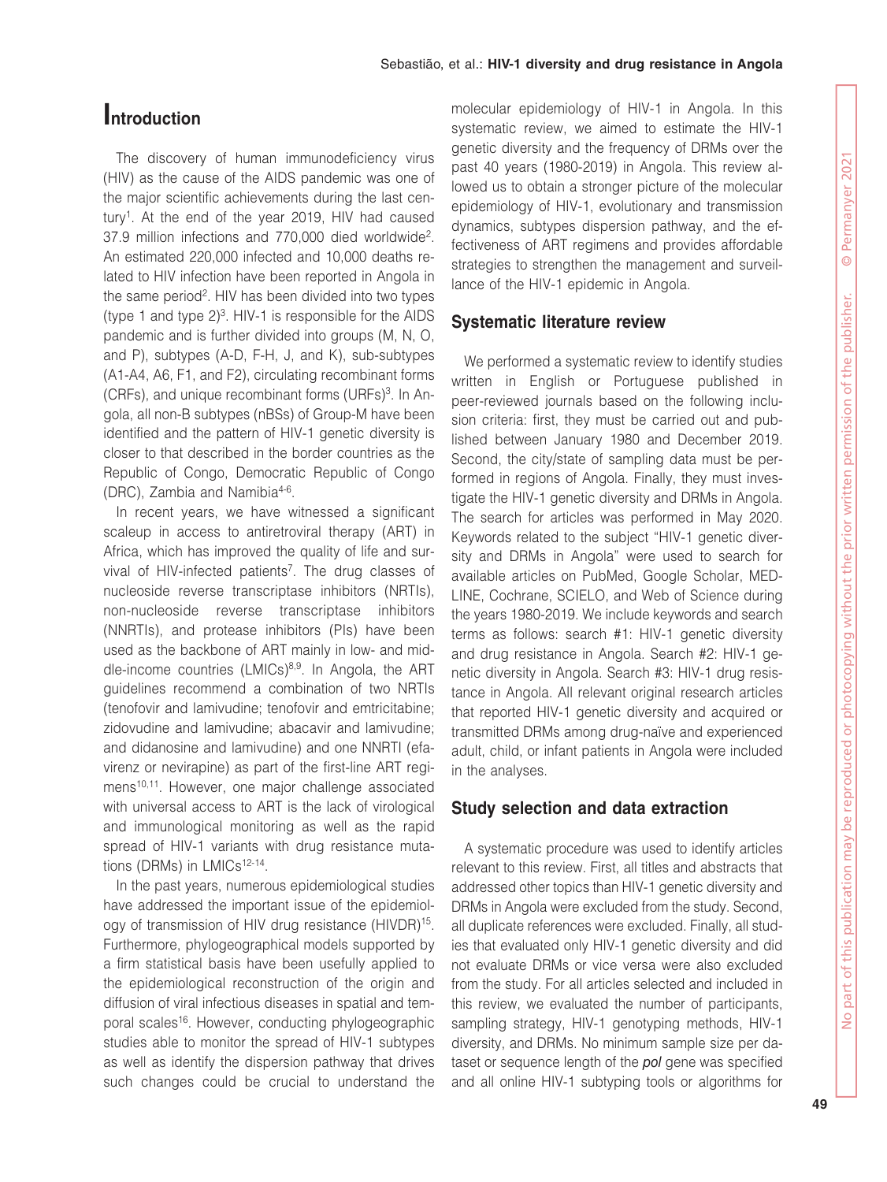## Introduction

The discovery of human immunodeficiency virus (HIV) as the cause of the AIDS pandemic was one of the major scientific achievements during the last century[1]. At the end of the year 2019, HIV had caused 37.9 million infections and 770,000 died worldwide[2]. An estimated 220,000 infected and 10,000 deaths related to HIV infection have been reported in Angola in the same period[2]. HIV has been divided into two types (type 1 and type 2)[3]. HIV-1 is responsible for the AIDS pandemic and is further divided into groups (M, N, O, and P), subtypes (A-D, F-H, J, and K), sub-subtypes (A1-A4, A6, F1, and F2), circulating recombinant forms (CRFs), and unique recombinant forms (URFs)[3]. In Angola, all non-B subtypes (nBSs) of Group-M have been identified and the pattern of HIV-1 genetic diversity is closer to that described in the border countries as the Republic of Congo, Democratic Republic of Congo (DRC), Zambia and Namibia[4-6].

In recent years, we have witnessed a significant scaleup in access to antiretroviral therapy (ART) in Africa, which has improved the quality of life and survival of HIV-infected patients[7]. The drug classes of nucleoside reverse transcriptase inhibitors (NRTIs), non-nucleoside reverse transcriptase inhibitors (NNRTIs), and protease inhibitors (PIs) have been used as the backbone of ART mainly in low- and middle-income countries (LMICs)[8,9]. In Angola, the ART guidelines recommend a combination of two NRTIs (tenofovir and lamivudine; tenofovir and emtricitabine; zidovudine and lamivudine; abacavir and lamivudine; and didanosine and lamivudine) and one NNRTI (efavirenz or nevirapine) as part of the first-line ART regimens[10,11]. However, one major challenge associated with universal access to ART is the lack of virological and immunological monitoring as well as the rapid spread of HIV-1 variants with drug resistance mutations (DRMs) in LMICs[12-14].

In the past years, numerous epidemiological studies have addressed the important issue of the epidemiology of transmission of HIV drug resistance (HIVDR)[15]. Furthermore, phylogeographical models supported by a firm statistical basis have been usefully applied to the epidemiological reconstruction of the origin and diffusion of viral infectious diseases in spatial and temporal scales[16]. However, conducting phylogeographic studies able to monitor the spread of HIV-1 subtypes as well as identify the dispersion pathway that drives such changes could be crucial to understand the molecular epidemiology of HIV-1 in Angola. In this systematic review, we aimed to estimate the HIV-1 genetic diversity and the frequency of DRMs over the past 40 years (1980-2019) in Angola. This review allowed us to obtain a stronger picture of the molecular epidemiology of HIV-1, evolutionary and transmission dynamics, subtypes dispersion pathway, and the effectiveness of ART regimens and provides affordable strategies to strengthen the management and surveillance of the HIV-1 epidemic in Angola.

### Systematic literature review

We performed a systematic review to identify studies written in English or Portuguese published in peer-reviewed journals based on the following inclusion criteria: first, they must be carried out and published between January 1980 and December 2019. Second, the city/state of sampling data must be performed in regions of Angola. Finally, they must investigate the HIV-1 genetic diversity and DRMs in Angola. The search for articles was performed in May 2020. Keywords related to the subject "HIV-1 genetic diversity and DRMs in Angola" were used to search for available articles on PubMed, Google Scholar, MEDLINE, Cochrane, SCIELO, and Web of Science during the years 1980-2019. We include keywords and search terms as follows: search #1: HIV-1 genetic diversity and drug resistance in Angola. Search #2: HIV-1 genetic diversity in Angola. Search #3: HIV-1 drug resistance in Angola. All relevant original research articles that reported HIV-1 genetic diversity and acquired or transmitted DRMs among drug-naïve and experienced adult, child, or infant patients in Angola were included in the analyses.

### Study selection and data extraction

A systematic procedure was used to identify articles relevant to this review. First, all titles and abstracts that addressed other topics than HIV-1 genetic diversity and DRMs in Angola were excluded from the study. Second, all duplicate references were excluded. Finally, all studies that evaluated only HIV-1 genetic diversity and did not evaluate DRMs or vice versa were also excluded from the study. For all articles selected and included in this review, we evaluated the number of participants, sampling strategy, HIV-1 genotyping methods, HIV-1 diversity, and DRMs. No minimum sample size per dataset or sequence length of the *pol* gene was specified and all online HIV-1 subtyping tools or algorithms for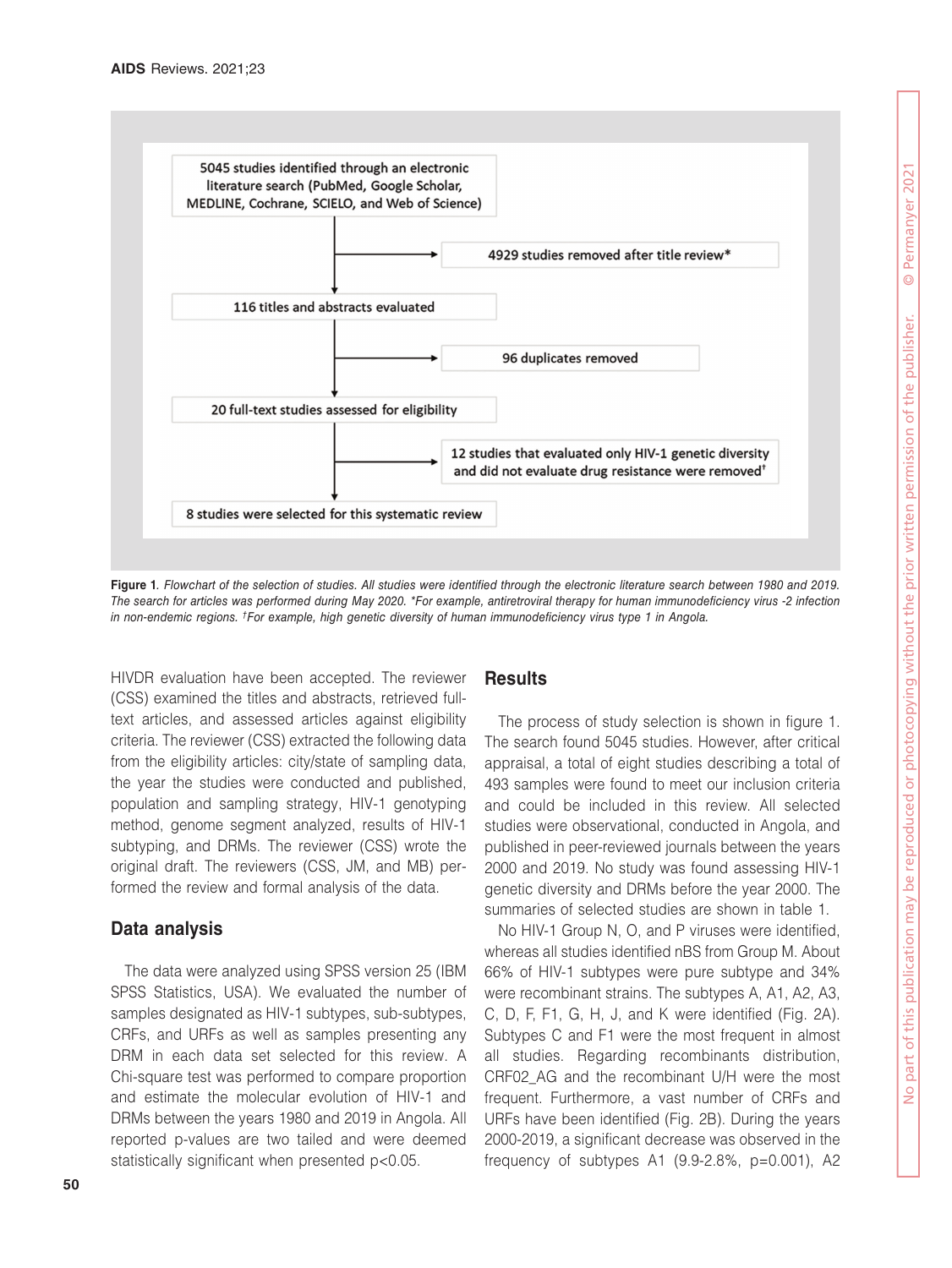5045 studies identified through an electronic literature search (PubMed, Google Scholar, MEDLINE, Cochrane, SCIELO, and Web of Science)

4929 studies removed after title review*

116 titles and abstracts evaluated

96 duplicates removed

20 full-text studies assessed for eligibility

12 studies that evaluated only HIV-1 genetic diversity and did not evaluate drug resistance were removed†

8 studies were selected for this systematic review

**Figure 1**. *Flowchart of the selection of studies. All studies were identified through the electronic literature search between 1980 and 2019. The search for articles was performed during May 2020. \*For example, antiretroviral therapy for human immunodeficiency virus -2 infection in non-endemic regions. †For example, high genetic diversity of human immunodeficiency virus type 1 in Angola.*

HIVDR evaluation have been accepted. The reviewer (CSS) examined the titles and abstracts, retrieved full-text articles, and assessed articles against eligibility criteria. The reviewer (CSS) extracted the following data from the eligibility articles: city/state of sampling data, the year the studies were conducted and published, population and sampling strategy, HIV-1 genotyping method, genome segment analyzed, results of HIV-1 subtyping, and DRMs. The reviewer (CSS) wrote the original draft. The reviewers (CSS, JM, and MB) performed the review and formal analysis of the data.

## Data analysis

The data were analyzed using SPSS version 25 (IBM SPSS Statistics, USA). We evaluated the number of samples designated as HIV-1 subtypes, sub-subtypes, CRFs, and URFs as well as samples presenting any DRM in each data set selected for this review. A Chi-square test was performed to compare proportion and estimate the molecular evolution of HIV-1 and DRMs between the years 1980 and 2019 in Angola. All reported p-values are two tailed and were deemed statistically significant when presented $p<0.05$.

## Results

The process of study selection is shown in figure 1. The search found 5045 studies. However, after critical appraisal, a total of eight studies describing a total of 493 samples were found to meet our inclusion criteria and could be included in this review. All selected studies were observational, conducted in Angola, and published in peer-reviewed journals between the years 2000 and 2019. No study was found assessing HIV-1 genetic diversity and DRMs before the year 2000. The summaries of selected studies are shown in table 1.

No HIV-1 Group N, O, and P viruses were identified, whereas all studies identified nBS from Group M. About 66% of HIV-1 subtypes were pure subtype and 34% were recombinant strains. The subtypes A, A1, A2, A3, C, D, F, F1, G, H, J, and K were identified (Fig. 2A). Subtypes C and F1 were the most frequent in almost all studies. Regarding recombinants distribution, CRF02_AG and the recombinant U/H were the most frequent. Furthermore, a vast number of CRFs and URFs have been identified (Fig. 2B). During the years 2000-2019, a significant decrease was observed in the frequency of subtypes A1 (9.9-2.8%, $p=0.001$), A2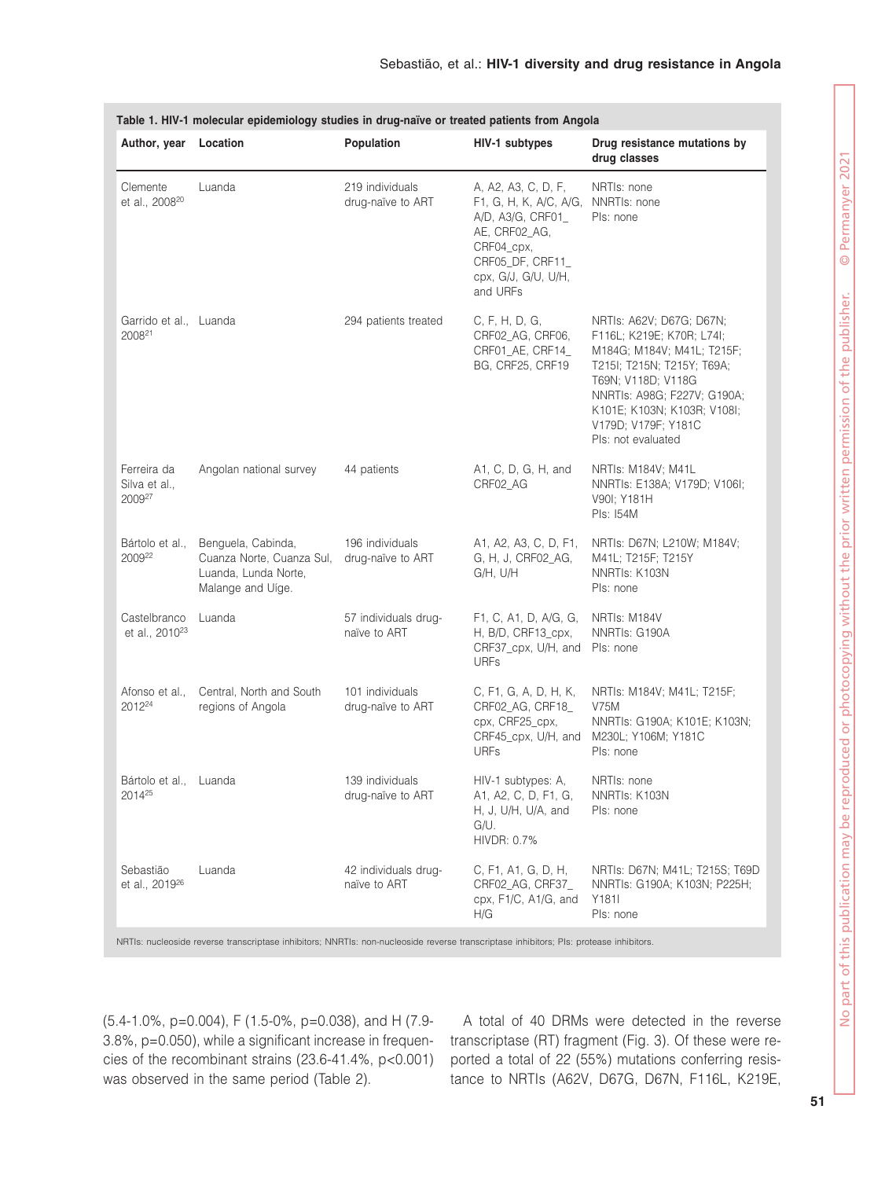**Table 1. HIV-1 molecular epidemiology studies in drug-naïve or treated patients from Angola**

| Author, year | Location | Population | HIV-1 subtypes | Drug resistance mutations by drug classes |
|---|---|---|---|---|
| Clemente et al., 2008[20] | Luanda | 219 individuals drug-naïve to ART | A, A2, A3, C, D, F, F1, G, H, K, A/C, A/G, A/D, A3/G, CRF01_AE, CRF02_AG, CRF04_cpx, CRF05_DF, CRF11_cpx, G/J, G/U, U/H, and URFs | NRTIs: none<br>NNRTIs: none<br>PIs: none |
| Garrido et al., 2008[21] | Luanda | 294 patients treated | C, F, H, D, G, CRF02_AG, CRF06, CRF01_AE, CRF14_BG, CRF25, CRF19 | NRTIs: A62V; D67G; D67N; F116L; K219E; K70R; L74I; M184G; M184V; M41L; T215F; T215I; T215N; T215Y; T69A; T69N; V118D; V118G<br>NNRTIs: A98G; F227V; G190A; K101E; K103N; K103R; V108I; V179D; V179F; Y181C<br>PIs: not evaluated |
| Ferreira da Silva et al., 2009[27] | Angolan national survey | 44 patients | A1, C, D, G, H, and CRF02_AG | NRTIs: M184V; M41L<br>NNRTIs: E138A; V179D; V106I; V90I; Y181H<br>PIs: I54M |
| Bártolo et al., 2009[22] | Benguela, Cabinda, Cuanza Norte, Cuanza Sul, Luanda, Lunda Norte, Malange and Uíge. | 196 individuals drug-naïve to ART | A1, A2, A3, C, D, F1, G, H, J, CRF02_AG, G/H, U/H | NRTIs: D67N; L210W; M184V; M41L; T215F; T215Y<br>NNRTIs: K103N<br>PIs: none |
| Castelbranco et al., 2010[23] | Luanda | 57 individuals drug-naïve to ART | F1, C, A1, D, A/G, G, H, B/D, CRF13_cpx, CRF37_cpx, U/H, and URFs | NRTIs: M184V<br>NNRTIs: G190A<br>PIs: none |
| Afonso et al., 2012[24] | Central, North and South regions of Angola | 101 individuals drug-naïve to ART | C, F1, G, A, D, H, K, CRF02_AG, CRF18_cpx, CRF25_cpx, CRF45_cpx, U/H, and URFs | NRTIs: M184V; M41L; T215F; V75M<br>NNRTIs: G190A; K101E; K103N; M230L; Y106M; Y181C<br>PIs: none |
| Bártolo et al., 2014[25] | Luanda | 139 individuals drug-naïve to ART | HIV-1 subtypes: A, A1, A2, C, D, F1, G, H, J, U/H, U/A, and G/U.<br>HIVDR: 0.7% | NRTIs: none<br>NNRTIs: K103N<br>PIs: none |
| Sebastião et al., 2019[26] | Luanda | 42 individuals drug-naïve to ART | C, F1, A1, G, D, H, CRF02_AG, CRF37_cpx, F1/C, A1/G, and H/G | NRTIs: D67N; M41L; T215S; T69D<br>NNRTIs: G190A; K103N; P225H; Y181I<br>PIs: none |

NRTIs: nucleoside reverse transcriptase inhibitors; NNRTIs: non-nucleoside reverse transcriptase inhibitors; PIs: protease inhibitors.

(5.4-1.0%, p=0.004), F (1.5-0%, p=0.038), and H (7.9-3.8%, p=0.050), while a significant increase in frequencies of the recombinant strains (23.6-41.4%, p<0.001) was observed in the same period (Table 2).

A total of 40 DRMs were detected in the reverse transcriptase (RT) fragment (Fig. 3). Of these were reported a total of 22 (55%) mutations conferring resistance to NRTIs (A62V, D67G, D67N, F116L, K219E,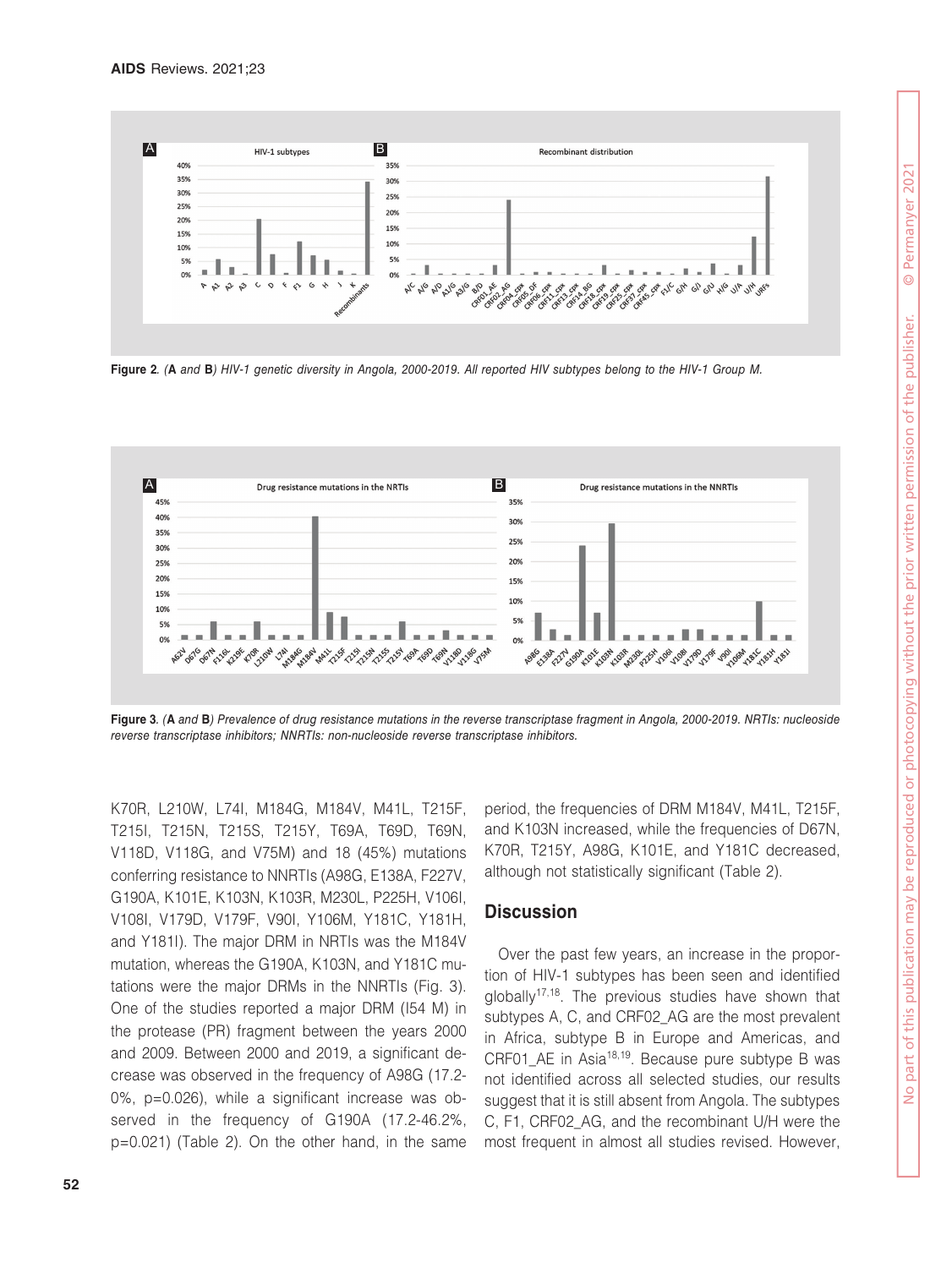Figure 2. (A and B) HIV-1 genetic diversity in Angola, 2000-2019. All reported HIV subtypes belong to the HIV-1 Group M.

Figure 3. (A and B) Prevalence of drug resistance mutations in the reverse transcriptase fragment in Angola, 2000-2019. NRTIs: nucleoside reverse transcriptase inhibitors; NNRTIs: non-nucleoside reverse transcriptase inhibitors.

K70R, L210W, L74I, M184G, M184V, M41L, T215F, T215I, T215N, T215S, T215Y, T69A, T69D, T69N, V118D, V118G, and V75M) and 18 (45%) mutations conferring resistance to NNRTIs (A98G, E138A, F227V, G190A, K101E, K103N, K103R, M230L, P225H, V106I, V108I, V179D, V179F, V90I, Y106M, Y181C, Y181H, and Y181I). The major DRM in NRTIs was the M184V mutation, whereas the G190A, K103N, and Y181C mutations were the major DRMs in the NNRTIs (Fig. 3). One of the studies reported a major DRM (I54 M) in the protease (PR) fragment between the years 2000 and 2009. Between 2000 and 2019, a significant decrease was observed in the frequency of A98G (17.2-0%, p=0.026), while a significant increase was observed in the frequency of G190A (17.2-46.2%, p=0.021) (Table 2). On the other hand, in the same period, the frequencies of DRM M184V, M41L, T215F, and K103N increased, while the frequencies of D67N, K70R, T215Y, A98G, K101E, and Y181C decreased, although not statistically significant (Table 2).

## Discussion

Over the past few years, an increase in the proportion of HIV-1 subtypes has been seen and identified globally[17,18]. The previous studies have shown that subtypes A, C, and CRF02_AG are the most prevalent in Africa, subtype B in Europe and Americas, and CRF01_AE in Asia[18,19]. Because pure subtype B was not identified across all selected studies, our results suggest that it is still absent from Angola. The subtypes C, F1, CRF02_AG, and the recombinant U/H were the most frequent in almost all studies revised. However,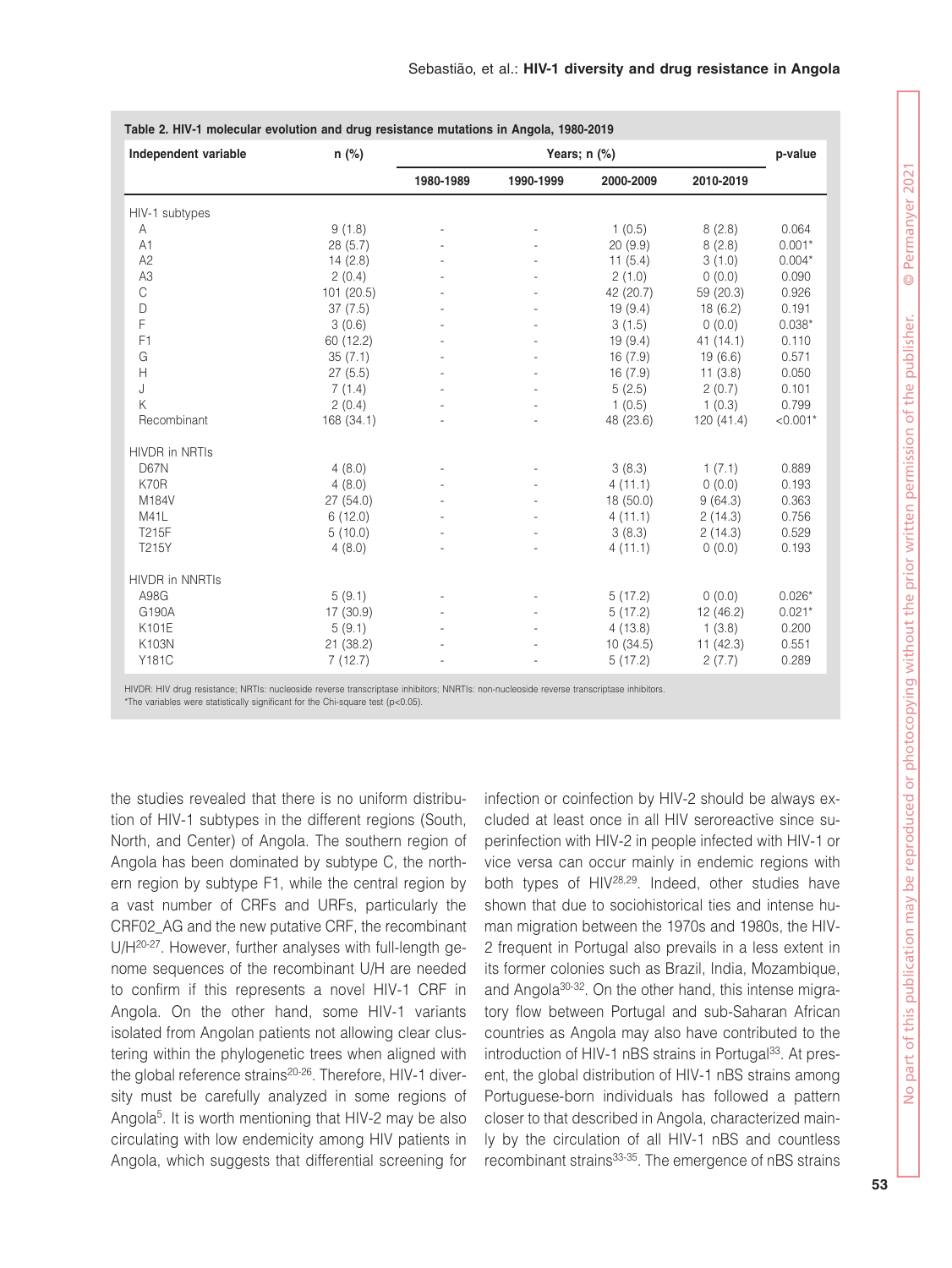**Table 2. HIV-1 molecular evolution and drug resistance mutations in Angola, 1980-2019**

| Independent variable | n (%) | Years; n (%) | | | | p-value |
|---|---|---|---|---|---|---|
| | | 1980-1989 | 1990-1999 | 2000-2009 | 2010-2019 | |
| HIV-1 subtypes | | | | | | |
| A | 9 (1.8) | - | - | 1 (0.5) | 8 (2.8) | 0.064 |
| A1 | 28 (5.7) | - | - | 20 (9.9) | 8 (2.8) | 0.001* |
| A2 | 14 (2.8) | - | - | 11 (5.4) | 3 (1.0) | 0.004* |
| A3 | 2 (0.4) | - | - | 2 (1.0) | 0 (0.0) | 0.090 |
| C | 101 (20.5) | - | - | 42 (20.7) | 59 (20.3) | 0.926 |
| D | 37 (7.5) | - | - | 19 (9.4) | 18 (6.2) | 0.191 |
| F | 3 (0.6) | - | - | 3 (1.5) | 0 (0.0) | 0.038* |
| F1 | 60 (12.2) | - | - | 19 (9.4) | 41 (14.1) | 0.110 |
| G | 35 (7.1) | - | - | 16 (7.9) | 19 (6.6) | 0.571 |
| H | 27 (5.5) | - | - | 16 (7.9) | 11 (3.8) | 0.050 |
| J | 7 (1.4) | - | - | 5 (2.5) | 2 (0.7) | 0.101 |
| K | 2 (0.4) | - | - | 1 (0.5) | 1 (0.3) | 0.799 |
| Recombinant | 168 (34.1) | - | - | 48 (23.6) | 120 (41.4) | <0.001* |
| HIVDR in NRTIs | | | | | | |
| D67N | 4 (8.0) | - | - | 3 (8.3) | 1 (7.1) | 0.889 |
| K70R | 4 (8.0) | - | - | 4 (11.1) | 0 (0.0) | 0.193 |
| M184V | 27 (54.0) | - | - | 18 (50.0) | 9 (64.3) | 0.363 |
| M41L | 6 (12.0) | - | - | 4 (11.1) | 2 (14.3) | 0.756 |
| T215F | 5 (10.0) | - | - | 3 (8.3) | 2 (14.3) | 0.529 |
| T215Y | 4 (8.0) | - | - | 4 (11.1) | 0 (0.0) | 0.193 |
| HIVDR in NNRTIs | | | | | | |
| A98G | 5 (9.1) | - | - | 5 (17.2) | 0 (0.0) | 0.026* |
| G190A | 17 (30.9) | - | - | 5 (17.2) | 12 (46.2) | 0.021* |
| K101E | 5 (9.1) | - | - | 4 (13.8) | 1 (3.8) | 0.200 |
| K103N | 21 (38.2) | - | - | 10 (34.5) | 11 (42.3) | 0.551 |
| Y181C | 7 (12.7) | - | - | 5 (17.2) | 2 (7.7) | 0.289 |

HIVDR: HIV drug resistance; NRTIs: nucleoside reverse transcriptase inhibitors; NNRTIs: non-nucleoside reverse transcriptase inhibitors.
*The variables were statistically significant for the Chi-square test ($p<0.05$).

the studies revealed that there is no uniform distribution of HIV-1 subtypes in the different regions (South, North, and Center) of Angola. The southern region of Angola has been dominated by subtype C, the northern region by subtype F1, while the central region by a vast number of CRFs and URFs, particularly the CRF02_AG and the new putative CRF, the recombinant U/H[20-27]. However, further analyses with full-length genome sequences of the recombinant U/H are needed to confirm if this represents a novel HIV-1 CRF in Angola. On the other hand, some HIV-1 variants isolated from Angolan patients not allowing clear clustering within the phylogenetic trees when aligned with the global reference strains[20-26]. Therefore, HIV-1 diversity must be carefully analyzed in some regions of Angola[5]. It is worth mentioning that HIV-2 may be also circulating with low endemicity among HIV patients in Angola, which suggests that differential screening for infection or coinfection by HIV-2 should be always excluded at least once in all HIV seroreactive since superinfection with HIV-2 in people infected with HIV-1 or vice versa can occur mainly in endemic regions with both types of HIV[28,29]. Indeed, other studies have shown that due to sociohistorical ties and intense human migration between the 1970s and 1980s, the HIV-2 frequent in Portugal also prevails in a less extent in its former colonies such as Brazil, India, Mozambique, and Angola[30-32]. On the other hand, this intense migratory flow between Portugal and sub-Saharan African countries as Angola may also have contributed to the introduction of HIV-1 nBS strains in Portugal[33]. At present, the global distribution of HIV-1 nBS strains among Portuguese-born individuals has followed a pattern closer to that described in Angola, characterized mainly by the circulation of all HIV-1 nBS and countless recombinant strains[33-35]. The emergence of nBS strains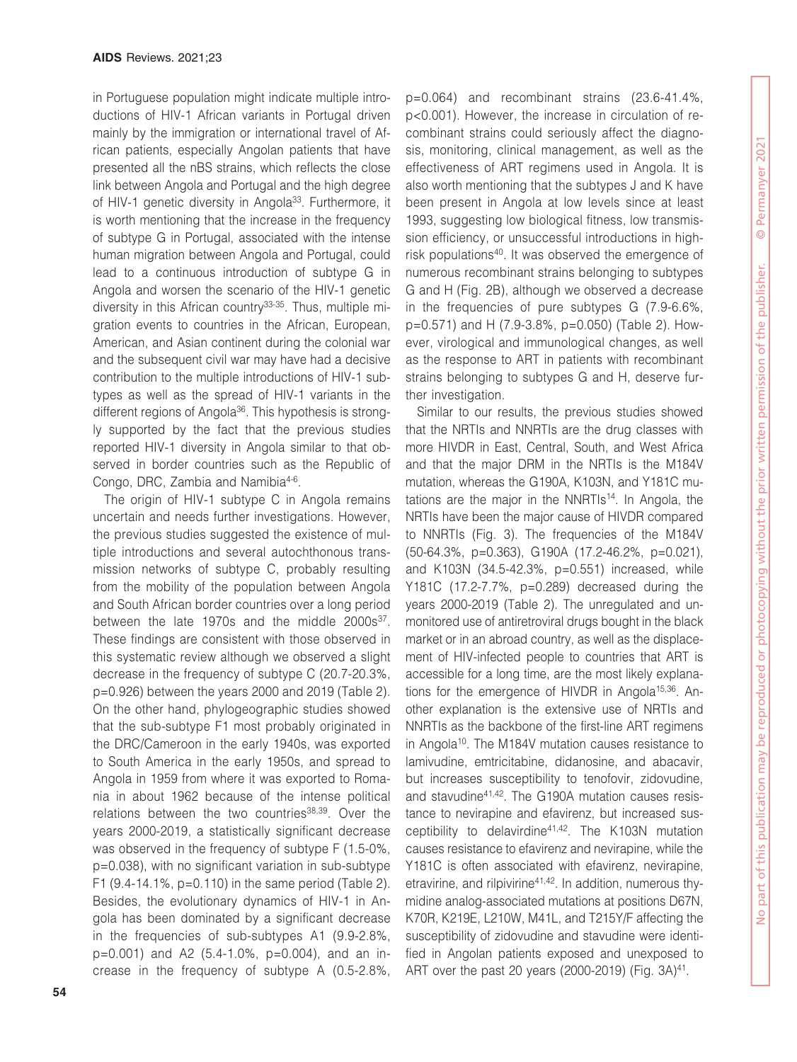in Portuguese population might indicate multiple introductions of HIV-1 African variants in Portugal driven mainly by the immigration or international travel of African patients, especially Angolan patients that have presented all the nBS strains, which reflects the close link between Angola and Portugal and the high degree of HIV-1 genetic diversity in Angola[33]. Furthermore, it is worth mentioning that the increase in the frequency of subtype G in Portugal, associated with the intense human migration between Angola and Portugal, could lead to a continuous introduction of subtype G in Angola and worsen the scenario of the HIV-1 genetic diversity in this African country[33-35]. Thus, multiple migration events to countries in the African, European, American, and Asian continent during the colonial war and the subsequent civil war may have had a decisive contribution to the multiple introductions of HIV-1 subtypes as well as the spread of HIV-1 variants in the different regions of Angola[36]. This hypothesis is strongly supported by the fact that the previous studies reported HIV-1 diversity in Angola similar to that observed in border countries such as the Republic of Congo, DRC, Zambia and Namibia[4-6].

The origin of HIV-1 subtype C in Angola remains uncertain and needs further investigations. However, the previous studies suggested the existence of multiple introductions and several autochthonous transmission networks of subtype C, probably resulting from the mobility of the population between Angola and South African border countries over a long period between the late 1970s and the middle 2000s[37]. These findings are consistent with those observed in this systematic review although we observed a slight decrease in the frequency of subtype C (20.7-20.3%, p=0.926) between the years 2000 and 2019 (Table 2). On the other hand, phylogeographic studies showed that the sub-subtype F1 most probably originated in the DRC/Cameroon in the early 1940s, was exported to South America in the early 1950s, and spread to Angola in 1959 from where it was exported to Romania in about 1962 because of the intense political relations between the two countries[38,39]. Over the years 2000-2019, a statistically significant decrease was observed in the frequency of subtype F (1.5-0%, p=0.038), with no significant variation in sub-subtype F1 (9.4-14.1%, p=0.110) in the same period (Table 2). Besides, the evolutionary dynamics of HIV-1 in Angola has been dominated by a significant decrease in the frequencies of sub-subtypes A1 (9.9-2.8%, p=0.001) and A2 (5.4-1.0%, p=0.004), and an increase in the frequency of subtype A (0.5-2.8%, p=0.064) and recombinant strains (23.6-41.4%, p<0.001). However, the increase in circulation of recombinant strains could seriously affect the diagnosis, monitoring, clinical management, as well as the effectiveness of ART regimens used in Angola. It is also worth mentioning that the subtypes J and K have been present in Angola at low levels since at least 1993, suggesting low biological fitness, low transmission efficiency, or unsuccessful introductions in high-risk populations[40]. It was observed the emergence of numerous recombinant strains belonging to subtypes G and H (Fig. 2B), although we observed a decrease in the frequencies of pure subtypes G (7.9-6.6%, p=0.571) and H (7.9-3.8%, p=0.050) (Table 2). However, virological and immunological changes, as well as the response to ART in patients with recombinant strains belonging to subtypes G and H, deserve further investigation.

Similar to our results, the previous studies showed that the NRTIs and NNRTIs are the drug classes with more HIVDR in East, Central, South, and West Africa and that the major DRM in the NRTIs is the M184V mutation, whereas the G190A, K103N, and Y181C mutations are the major in the NNRTIs[14]. In Angola, the NRTIs have been the major cause of HIVDR compared to NNRTIs (Fig. 3). The frequencies of the M184V (50-64.3%, p=0.363), G190A (17.2-46.2%, p=0.021), and K103N (34.5-42.3%, p=0.551) increased, while Y181C (17.2-7.7%, p=0.289) decreased during the years 2000-2019 (Table 2). The unregulated and unmonitored use of antiretroviral drugs bought in the black market or in an abroad country, as well as the displacement of HIV-infected people to countries that ART is accessible for a long time, are the most likely explanations for the emergence of HIVDR in Angola[15,36]. Another explanation is the extensive use of NRTIs and NNRTIs as the backbone of the first-line ART regimens in Angola[10]. The M184V mutation causes resistance to lamivudine, emtricitabine, didanosine, and abacavir, but increases susceptibility to tenofovir, zidovudine, and stavudine[41,42]. The G190A mutation causes resistance to nevirapine and efavirenz, but increased susceptibility to delavirdine[41,42]. The K103N mutation causes resistance to efavirenz and nevirapine, while the Y181C is often associated with efavirenz, nevirapine, etravirine, and rilpivirine[41,42]. In addition, numerous thymidine analog-associated mutations at positions D67N, K70R, K219E, L210W, M41L, and T215Y/F affecting the susceptibility of zidovudine and stavudine were identified in Angolan patients exposed and unexposed to ART over the past 20 years (2000-2019) (Fig. 3A)[41].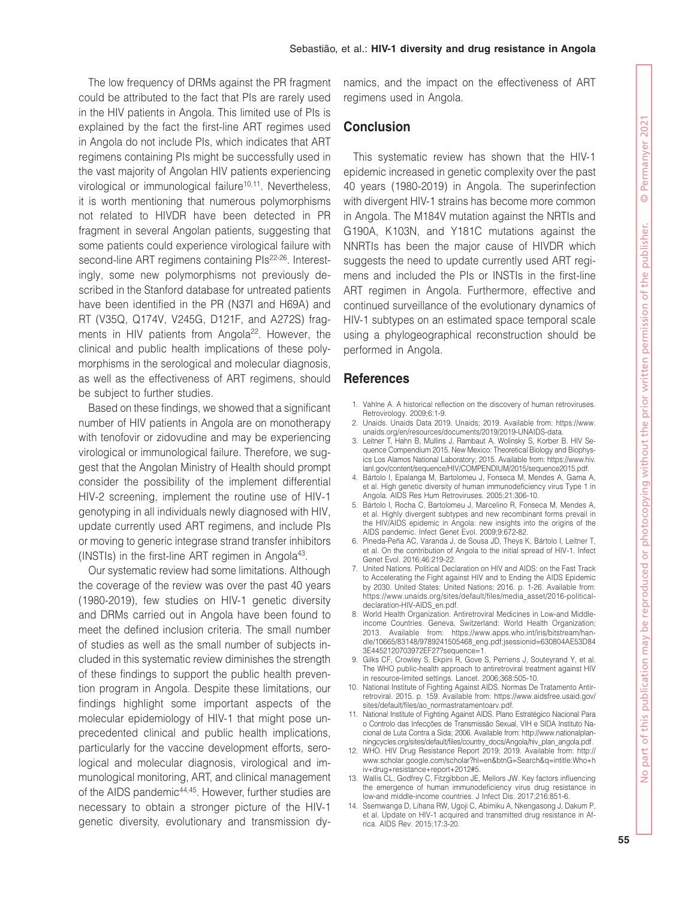The low frequency of DRMs against the PR fragment could be attributed to the fact that PIs are rarely used in the HIV patients in Angola. This limited use of PIs is explained by the fact the first-line ART regimes used in Angola do not include PIs, which indicates that ART regimens containing PIs might be successfully used in the vast majority of Angolan HIV patients experiencing virological or immunological failure[10,11]. Nevertheless, it is worth mentioning that numerous polymorphisms not related to HIVDR have been detected in PR fragment in several Angolan patients, suggesting that some patients could experience virological failure with second-line ART regimens containing PIs[22-26]. Interestingly, some new polymorphisms not previously described in the Stanford database for untreated patients have been identified in the PR (N37I and H69A) and RT (V35Q, Q174V, V245G, D121F, and A272S) fragments in HIV patients from Angola[22]. However, the clinical and public health implications of these polymorphisms in the serological and molecular diagnosis, as well as the effectiveness of ART regimens, should be subject to further studies.

Based on these findings, we showed that a significant number of HIV patients in Angola are on monotherapy with tenofovir or zidovudine and may be experiencing virological or immunological failure. Therefore, we suggest that the Angolan Ministry of Health should prompt consider the possibility of the implement differential HIV-2 screening, implement the routine use of HIV-1 genotyping in all individuals newly diagnosed with HIV, update currently used ART regimens, and include PIs or moving to generic integrase strand transfer inhibitors (INSTIs) in the first-line ART regimen in Angola[43].

Our systematic review had some limitations. Although the coverage of the review was over the past 40 years (1980-2019), few studies on HIV-1 genetic diversity and DRMs carried out in Angola have been found to meet the defined inclusion criteria. The small number of studies as well as the small number of subjects included in this systematic review diminishes the strength of these findings to support the public health prevention program in Angola. Despite these limitations, our findings highlight some important aspects of the molecular epidemiology of HIV-1 that might pose unprecedented clinical and public health implications, particularly for the vaccine development efforts, serological and molecular diagnosis, virological and immunological monitoring, ART, and clinical management of the AIDS pandemic[44,45]. However, further studies are necessary to obtain a stronger picture of the HIV-1 genetic diversity, evolutionary and transmission dynamics, and the impact on the effectiveness of ART regimens used in Angola.

## Conclusion

This systematic review has shown that the HIV-1 epidemic increased in genetic complexity over the past 40 years (1980-2019) in Angola. The superinfection with divergent HIV-1 strains has become more common in Angola. The M184V mutation against the NRTIs and G190A, K103N, and Y181C mutations against the NNRTIs has been the major cause of HIVDR which suggests the need to update currently used ART regimens and included the PIs or INSTIs in the first-line ART regimen in Angola. Furthermore, effective and continued surveillance of the evolutionary dynamics of HIV-1 subtypes on an estimated space temporal scale using a phylogeographical reconstruction should be performed in Angola.

## References

1. Vahlne A. A historical reflection on the discovery of human retroviruses. Retrovirology. 2009;6:1-9.
2. Unaids. Unaids Data 2019. Unaids; 2019. Available from: https://www.unaids.org/en/resources/documents/2019/2019-UNAIDS-data.
3. Leitner T, Hahn B, Mullins J, Rambaut A, Wolinsky S, Korber B. HIV Sequence Compendium 2015. New Mexico: Theoretical Biology and Biophysics Los Alamos National Laboratory; 2015. Available from: https://www.hiv.lanl.gov/content/sequence/HIV/COMPENDIUM/2015/sequence2015.pdf.
4. Bártolo I, Epalanga M, Bartolomeu J, Fonseca M, Mendes A, Gama A, et al. High genetic diversity of human immunodeficiency virus Type 1 in Angola. AIDS Res Hum Retroviruses. 2005;21:306-10.
5. Bártolo I, Rocha C, Bartolomeu J, Marcelino R, Fonseca M, Mendes A, et al. Highly divergent subtypes and new recombinant forms prevail in the HIV/AIDS epidemic in Angola: new insights into the origins of the AIDS pandemic. Infect Genet Evol. 2009;9:672-82.
6. Pineda-Peña AC, Varanda J, de Sousa JD, Theys K, Bártolo I, Leitner T, et al. On the contribution of Angola to the initial spread of HIV-1. Infect Genet Evol. 2016;46:219-22.
7. United Nations. Political Declaration on HIV and AIDS: on the Fast Track to Accelerating the Fight against HIV and to Ending the AIDS Epidemic by 2030. United States: United Nations; 2016. p. 1-26. Available from: https://www.unaids.org/sites/default/files/media_asset/2016-political-declaration-HIV-AIDS_en.pdf.
8. World Health Organization. Antiretroviral Medicines in Low-and Middle-income Countries. Geneva, Switzerland: World Health Organization; 2013. Available from: https://www.apps.who.int/iris/bitstream/handle/10665/83148/9789241505468_eng.pdf;jsessionid=630804AE53D843E4452120703972EF27?sequence=1.
9. Gilks CF, Crowley S, Ekpini R, Gove S, Perriens J, Souteyrand Y, et al. The WHO public-health approach to antiretroviral treatment against HIV in resource-limited settings. Lancet. 2006;368:505-10.
10. National Institute of Fighting Against AIDS. Normas De Tratamento Antirretroviral. 2015. p. 159. Available from: https://www.aidsfree.usaid.gov/sites/default/files/ao_normastratamentoarv.pdf.
11. National Institute of Fighting Against AIDS. Plano Estratégico Nacional Para o Controlo das Infecções de Transmissão Sexual, VIH e SIDA Instituto Nacional de Luta Contra a Sida; 2006. Available from: http://www.nationalplanningcycles.org/sites/default/files/country_docs/Angola/hiv_plan_angola.pdf.
12. WHO. HIV Drug Resistance Report 2019; 2019. Available from: http://www.scholar.google.com/scholar?hl=en&btnG=Search&q=intitle:Who+hiv+drug+resistance+report+2012#5.
13. Wallis CL, Godfrey C, Fitzgibbon JE, Mellors JW. Key factors influencing the emergence of human immunodeficiency virus drug resistance in low-and middle-income countries. J Infect Dis. 2017;216:851-6.
14. Ssemwanga D, Lihana RW, Ugoji C, Abimiku A, Nkengasong J, Dakum P, et al. Update on HIV-1 acquired and transmitted drug resistance in Africa. AIDS Rev. 2015;17:3-20.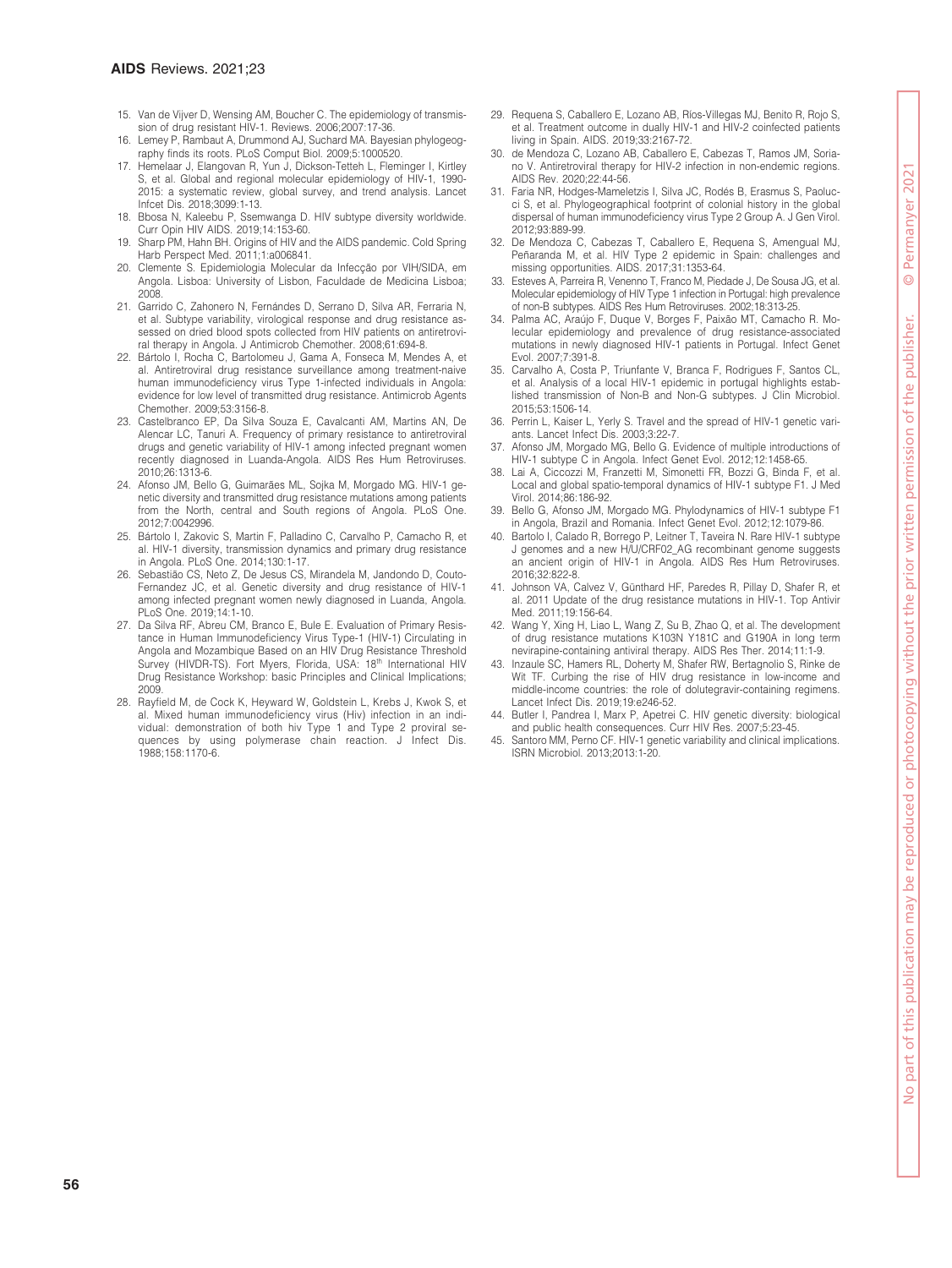15. Van de Vijver D, Wensing AM, Boucher C. The epidemiology of transmission of drug resistant HIV-1. Reviews. 2006;2007:17-36.
16. Lemey P, Rambaut A, Drummond AJ, Suchard MA. Bayesian phylogeography finds its roots. PLoS Comput Biol. 2009;5:1000520.
17. Hemelaar J, Elangovan R, Yun J, Dickson-Tetteh L, Fleminger I, Kirtley S, et al. Global and regional molecular epidemiology of HIV-1, 1990-2015: a systematic review, global survey, and trend analysis. Lancet Infcet Dis. 2018;3099:1-13.
18. Bbosa N, Kaleebu P, Ssemwanga D. HIV subtype diversity worldwide. Curr Opin HIV AIDS. 2019;14:153-60.
19. Sharp PM, Hahn BH. Origins of HIV and the AIDS pandemic. Cold Spring Harb Perspect Med. 2011;1:a006841.
20. Clemente S. Epidemiologia Molecular da Infecção por VIH/SIDA, em Angola. Lisboa: University of Lisbon, Faculdade de Medicina Lisboa; 2008.
21. Garrido C, Zahonero N, Fernándes D, Serrano D, Silva AR, Ferraria N, et al. Subtype variability, virological response and drug resistance assessed on dried blood spots collected from HIV patients on antiretroviral therapy in Angola. J Antimicrob Chemother. 2008;61:694-8.
22. Bártolo I, Rocha C, Bartolomeu J, Gama A, Fonseca M, Mendes A, et al. Antiretroviral drug resistance surveillance among treatment-naive human immunodeficiency virus Type 1-infected individuals in Angola: evidence for low level of transmitted drug resistance. Antimicrob Agents Chemother. 2009;53:3156-8.
23. Castelbranco EP, Da Silva Souza E, Cavalcanti AM, Martins AN, De Alencar LC, Tanuri A. Frequency of primary resistance to antiretroviral drugs and genetic variability of HIV-1 among infected pregnant women recently diagnosed in Luanda-Angola. AIDS Res Hum Retroviruses. 2010;26:1313-6.
24. Afonso JM, Bello G, Guimarães ML, Sojka M, Morgado MG. HIV-1 genetic diversity and transmitted drug resistance mutations among patients from the North, central and South regions of Angola. PLoS One. 2012;7:0042996.
25. Bártolo I, Zakovic S, Martin F, Palladino C, Carvalho P, Camacho R, et al. HIV-1 diversity, transmission dynamics and primary drug resistance in Angola. PLoS One. 2014;130:1-17.
26. Sebastião CS, Neto Z, De Jesus CS, Mirandela M, Jandondo D, Couto-Fernandez JC, et al. Genetic diversity and drug resistance of HIV-1 among infected pregnant women newly diagnosed in Luanda, Angola. PLoS One. 2019;14:1-10.
27. Da Silva RF, Abreu CM, Branco E, Bule E. Evaluation of Primary Resistance in Human Immunodeficiency Virus Type-1 (HIV-1) Circulating in Angola and Mozambique Based on an HIV Drug Resistance Threshold Survey (HIVDR-TS). Fort Myers, Florida, USA: 18th International HIV Drug Resistance Workshop: basic Principles and Clinical Implications; 2009.
28. Rayfield M, de Cock K, Heyward W, Goldstein L, Krebs J, Kwok S, et al. Mixed human immunodeficiency virus (Hiv) infection in an individual: demonstration of both hiv Type 1 and Type 2 proviral sequences by using polymerase chain reaction. J Infect Dis. 1988;158:1170-6.
29. Requena S, Caballero E, Lozano AB, Ríos-Villegas MJ, Benito R, Rojo S, et al. Treatment outcome in dually HIV-1 and HIV-2 coinfected patients living in Spain. AIDS. 2019;33:2167-72.
30. de Mendoza C, Lozano AB, Caballero E, Cabezas T, Ramos JM, Soriano V. Antiretroviral therapy for HIV-2 infection in non-endemic regions. AIDS Rev. 2020;22:44-56.
31. Faria NR, Hodges-Mameletzis I, Silva JC, Rodés B, Erasmus S, Paolucci S, et al. Phylogeographical footprint of colonial history in the global dispersal of human immunodeficiency virus Type 2 Group A. J Gen Virol. 2012;93:889-99.
32. De Mendoza C, Cabezas T, Caballero E, Requena S, Amengual MJ, Peñaranda M, et al. HIV Type 2 epidemic in Spain: challenges and missing opportunities. AIDS. 2017;31:1353-64.
33. Esteves A, Parreira R, Venenno T, Franco M, Piedade J, De Sousa JG, et al. Molecular epidemiology of HIV Type 1 infection in Portugal: high prevalence of non-B subtypes. AIDS Res Hum Retroviruses. 2002;18:313-25.
34. Palma AC, Araújo F, Duque V, Borges F, Paixão MT, Camacho R. Molecular epidemiology and prevalence of drug resistance-associated mutations in newly diagnosed HIV-1 patients in Portugal. Infect Genet Evol. 2007;7:391-8.
35. Carvalho A, Costa P, Triunfante V, Branca F, Rodrigues F, Santos CL, et al. Analysis of a local HIV-1 epidemic in portugal highlights established transmission of Non-B and Non-G subtypes. J Clin Microbiol. 2015;53:1506-14.
36. Perrin L, Kaiser L, Yerly S. Travel and the spread of HIV-1 genetic variants. Lancet Infect Dis. 2003;3:22-7.
37. Afonso JM, Morgado MG, Bello G. Evidence of multiple introductions of HIV-1 subtype C in Angola. Infect Genet Evol. 2012;12:1458-65.
38. Lai A, Ciccozzi M, Franzetti M, Simonetti FR, Bozzi G, Binda F, et al. Local and global spatio-temporal dynamics of HIV-1 subtype F1. J Med Virol. 2014;86:186-92.
39. Bello G, Afonso JM, Morgado MG. Phylodynamics of HIV-1 subtype F1 in Angola, Brazil and Romania. Infect Genet Evol. 2012;12:1079-86.
40. Bartolo I, Calado R, Borrego P, Leitner T, Taveira N. Rare HIV-1 subtype J genomes and a new H/U/CRF02_AG recombinant genome suggests an ancient origin of HIV-1 in Angola. AIDS Res Hum Retroviruses. 2016;32:822-8.
41. Johnson VA, Calvez V, Günthard HF, Paredes R, Pillay D, Shafer R, et al. 2011 Update of the drug resistance mutations in HIV-1. Top Antivir Med. 2011;19:156-64.
42. Wang Y, Xing H, Liao L, Wang Z, Su B, Zhao Q, et al. The development of drug resistance mutations K103N Y181C and G190A in long term nevirapine-containing antiviral therapy. AIDS Res Ther. 2014;11:1-9.
43. Inzaule SC, Hamers RL, Doherty M, Shafer RW, Bertagnolio S, Rinke de Wit TF. Curbing the rise of HIV drug resistance in low-income and middle-income countries: the role of dolutegravir-containing regimens. Lancet Infect Dis. 2019;19:e246-52.
44. Butler I, Pandrea I, Marx P, Apetrei C. HIV genetic diversity: biological and public health consequences. Curr HIV Res. 2007;5:23-45.
45. Santoro MM, Perno CF. HIV-1 genetic variability and clinical implications. ISRN Microbiol. 2013;2013:1-20.